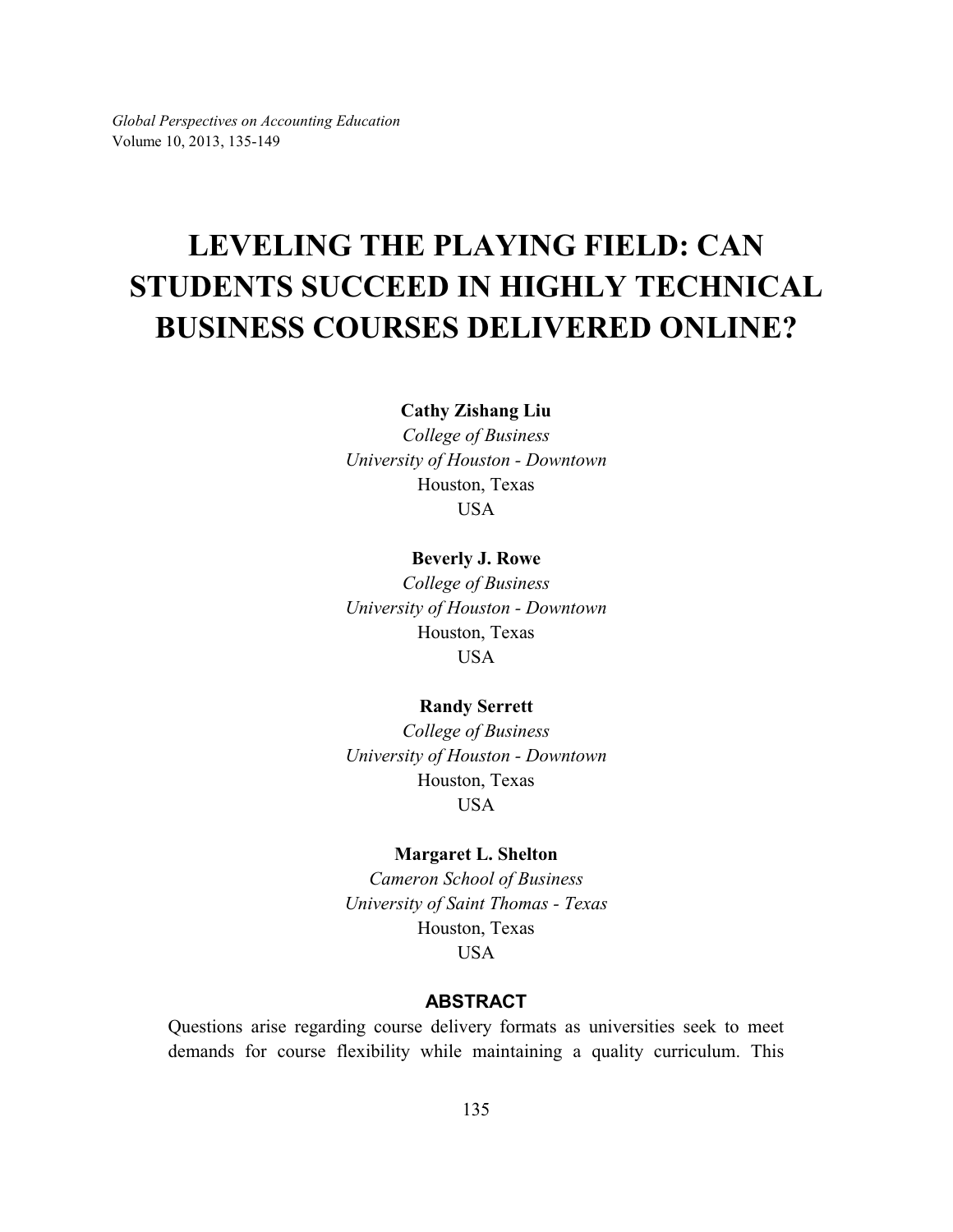# LEVELING THE PLAYING FIELD: CAN STUDENTS SUCCEED IN HIGHLY TECHNICAL BUSINESS COURSES DELIVERED ONLINE?

**Cathy Zishang Liu**
*College of Business*
*University of Houston - Downtown*
Houston, Texas
USA

**Beverly J. Rowe**
*College of Business*
*University of Houston - Downtown*
Houston, Texas
USA

**Randy Serrett**
*College of Business*
*University of Houston - Downtown*
Houston, Texas
USA

**Margaret L. Shelton**
*Cameron School of Business*
*University of Saint Thomas - Texas*
Houston, Texas
USA

## ABSTRACT

Questions arise regarding course delivery formats as universities seek to meet demands for course flexibility while maintaining a quality curriculum. This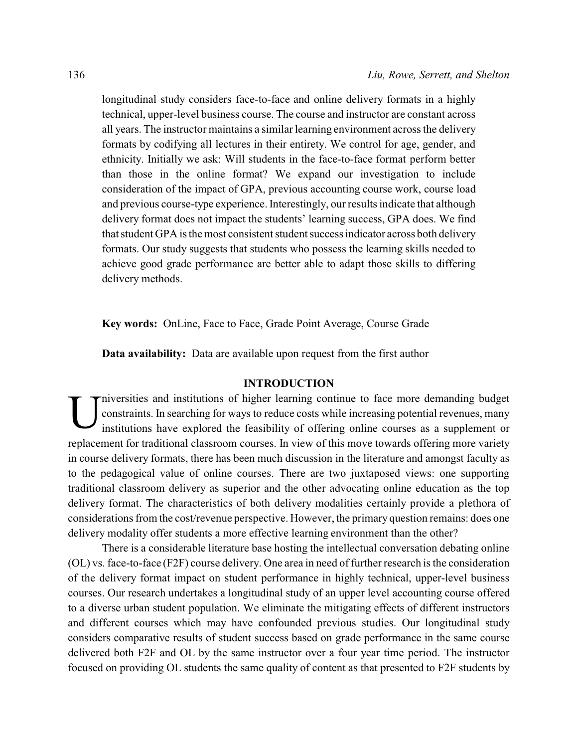longitudinal study considers face-to-face and online delivery formats in a highly technical, upper-level business course. The course and instructor are constant across all years. The instructor maintains a similar learning environment across the delivery formats by codifying all lectures in their entirety. We control for age, gender, and ethnicity. Initially we ask: Will students in the face-to-face format perform better than those in the online format? We expand our investigation to include consideration of the impact of GPA, previous accounting course work, course load and previous course-type experience. Interestingly, our results indicate that although delivery format does not impact the students' learning success, GPA does. We find that student GPA is the most consistent student success indicator across both delivery formats. Our study suggests that students who possess the learning skills needed to achieve good grade performance are better able to adapt those skills to differing delivery methods.

**Key words:** OnLine, Face to Face, Grade Point Average, Course Grade

**Data availability:** Data are available upon request from the first author

## INTRODUCTION

Universities and institutions of higher learning continue to face more demanding budget constraints. In searching for ways to reduce costs while increasing potential revenues, many institutions have explored the feasibility of offering online courses as a supplement or replacement for traditional classroom courses. In view of this move towards offering more variety in course delivery formats, there has been much discussion in the literature and amongst faculty as to the pedagogical value of online courses. There are two juxtaposed views: one supporting traditional classroom delivery as superior and the other advocating online education as the top delivery format. The characteristics of both delivery modalities certainly provide a plethora of considerations from the cost/revenue perspective. However, the primary question remains: does one delivery modality offer students a more effective learning environment than the other?

There is a considerable literature base hosting the intellectual conversation debating online (OL) vs. face-to-face (F2F) course delivery. One area in need of further research is the consideration of the delivery format impact on student performance in highly technical, upper-level business courses. Our research undertakes a longitudinal study of an upper level accounting course offered to a diverse urban student population. We eliminate the mitigating effects of different instructors and different courses which may have confounded previous studies. Our longitudinal study considers comparative results of student success based on grade performance in the same course delivered both F2F and OL by the same instructor over a four year time period. The instructor focused on providing OL students the same quality of content as that presented to F2F students by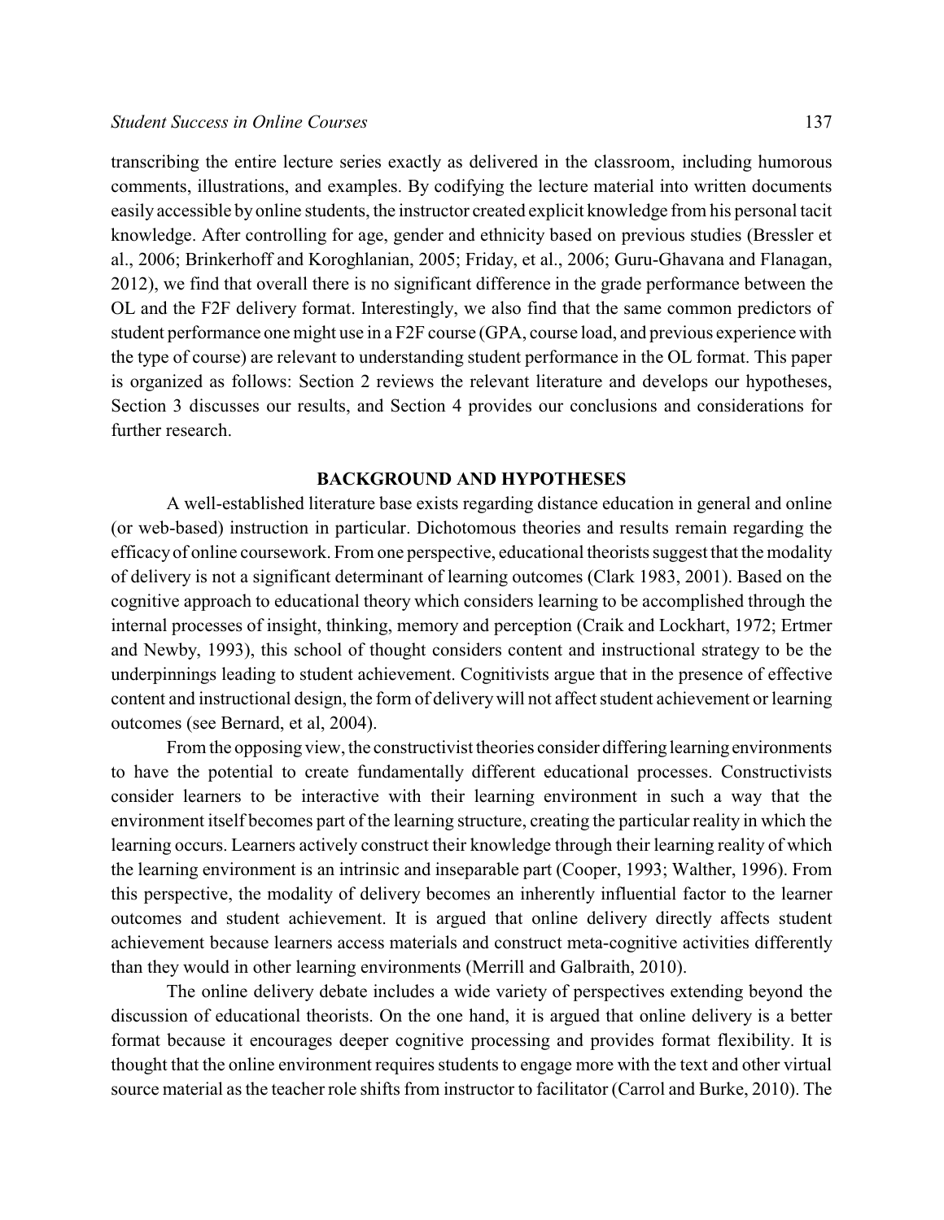transcribing the entire lecture series exactly as delivered in the classroom, including humorous comments, illustrations, and examples. By codifying the lecture material into written documents easily accessible by online students, the instructor created explicit knowledge from his personal tacit knowledge. After controlling for age, gender and ethnicity based on previous studies (Bressler et al., 2006; Brinkerhoff and Koroghlanian, 2005; Friday, et al., 2006; Guru-Ghavana and Flanagan, 2012), we find that overall there is no significant difference in the grade performance between the OL and the F2F delivery format. Interestingly, we also find that the same common predictors of student performance one might use in a F2F course (GPA, course load, and previous experience with the type of course) are relevant to understanding student performance in the OL format. This paper is organized as follows: Section 2 reviews the relevant literature and develops our hypotheses, Section 3 discusses our results, and Section 4 provides our conclusions and considerations for further research.

## BACKGROUND AND HYPOTHESES

A well-established literature base exists regarding distance education in general and online (or web-based) instruction in particular. Dichotomous theories and results remain regarding the efficacy of online coursework. From one perspective, educational theorists suggest that the modality of delivery is not a significant determinant of learning outcomes (Clark 1983, 2001). Based on the cognitive approach to educational theory which considers learning to be accomplished through the internal processes of insight, thinking, memory and perception (Craik and Lockhart, 1972; Ertmer and Newby, 1993), this school of thought considers content and instructional strategy to be the underpinnings leading to student achievement. Cognitivists argue that in the presence of effective content and instructional design, the form of delivery will not affect student achievement or learning outcomes (see Bernard, et al, 2004).

From the opposing view, the constructivist theories consider differing learning environments to have the potential to create fundamentally different educational processes. Constructivists consider learners to be interactive with their learning environment in such a way that the environment itself becomes part of the learning structure, creating the particular reality in which the learning occurs. Learners actively construct their knowledge through their learning reality of which the learning environment is an intrinsic and inseparable part (Cooper, 1993; Walther, 1996). From this perspective, the modality of delivery becomes an inherently influential factor to the learner outcomes and student achievement. It is argued that online delivery directly affects student achievement because learners access materials and construct meta-cognitive activities differently than they would in other learning environments (Merrill and Galbraith, 2010).

The online delivery debate includes a wide variety of perspectives extending beyond the discussion of educational theorists. On the one hand, it is argued that online delivery is a better format because it encourages deeper cognitive processing and provides format flexibility. It is thought that the online environment requires students to engage more with the text and other virtual source material as the teacher role shifts from instructor to facilitator (Carrol and Burke, 2010). The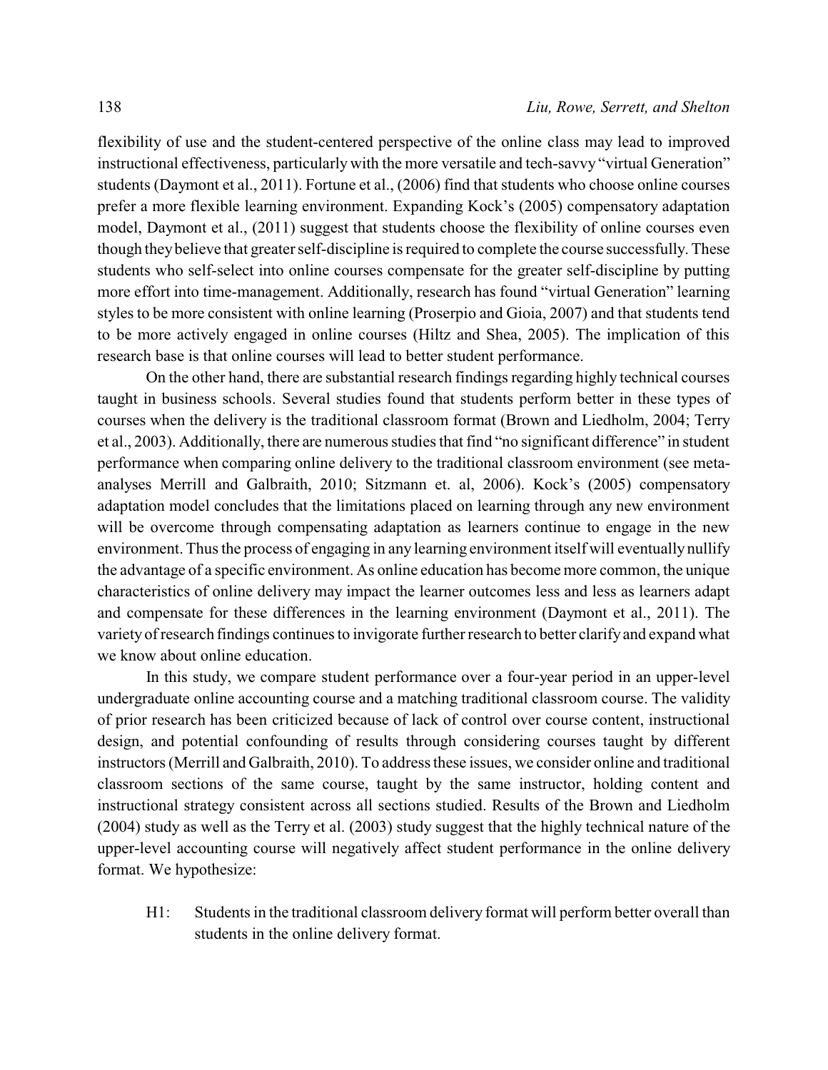flexibility of use and the student-centered perspective of the online class may lead to improved instructional effectiveness, particularly with the more versatile and tech-savvy "virtual Generation" students (Daymont et al., 2011). Fortune et al., (2006) find that students who choose online courses prefer a more flexible learning environment. Expanding Kock's (2005) compensatory adaptation model, Daymont et al., (2011) suggest that students choose the flexibility of online courses even though they believe that greater self-discipline is required to complete the course successfully. These students who self-select into online courses compensate for the greater self-discipline by putting more effort into time-management. Additionally, research has found "virtual Generation" learning styles to be more consistent with online learning (Proserpio and Gioia, 2007) and that students tend to be more actively engaged in online courses (Hiltz and Shea, 2005). The implication of this research base is that online courses will lead to better student performance.

On the other hand, there are substantial research findings regarding highly technical courses taught in business schools. Several studies found that students perform better in these types of courses when the delivery is the traditional classroom format (Brown and Liedholm, 2004; Terry et al., 2003). Additionally, there are numerous studies that find "no significant difference" in student performance when comparing online delivery to the traditional classroom environment (see meta-analyses Merrill and Galbraith, 2010; Sitzmann et. al, 2006). Kock's (2005) compensatory adaptation model concludes that the limitations placed on learning through any new environment will be overcome through compensating adaptation as learners continue to engage in the new environment. Thus the process of engaging in any learning environment itself will eventually nullify the advantage of a specific environment. As online education has become more common, the unique characteristics of online delivery may impact the learner outcomes less and less as learners adapt and compensate for these differences in the learning environment (Daymont et al., 2011). The variety of research findings continues to invigorate further research to better clarify and expand what we know about online education.

In this study, we compare student performance over a four-year period in an upper-level undergraduate online accounting course and a matching traditional classroom course. The validity of prior research has been criticized because of lack of control over course content, instructional design, and potential confounding of results through considering courses taught by different instructors (Merrill and Galbraith, 2010). To address these issues, we consider online and traditional classroom sections of the same course, taught by the same instructor, holding content and instructional strategy consistent across all sections studied. Results of the Brown and Liedholm (2004) study as well as the Terry et al. (2003) study suggest that the highly technical nature of the upper-level accounting course will negatively affect student performance in the online delivery format. We hypothesize:

H1: Students in the traditional classroom delivery format will perform better overall than students in the online delivery format.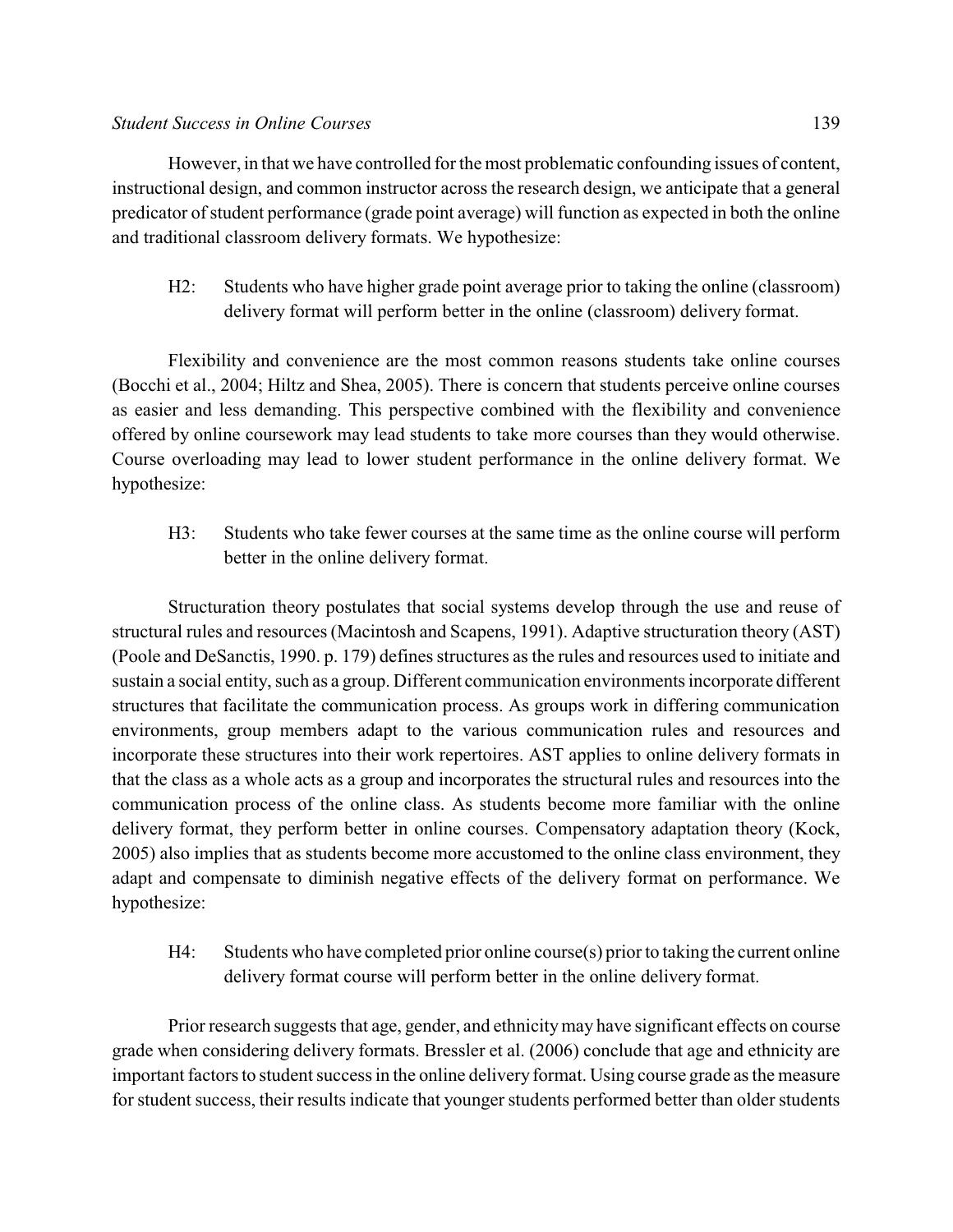However, in that we have controlled for the most problematic confounding issues of content, instructional design, and common instructor across the research design, we anticipate that a general predicator of student performance (grade point average) will function as expected in both the online and traditional classroom delivery formats. We hypothesize:

> H2: Students who have higher grade point average prior to taking the online (classroom) delivery format will perform better in the online (classroom) delivery format.

Flexibility and convenience are the most common reasons students take online courses (Bocchi et al., 2004; Hiltz and Shea, 2005). There is concern that students perceive online courses as easier and less demanding. This perspective combined with the flexibility and convenience offered by online coursework may lead students to take more courses than they would otherwise. Course overloading may lead to lower student performance in the online delivery format. We hypothesize:

> H3: Students who take fewer courses at the same time as the online course will perform better in the online delivery format.

Structuration theory postulates that social systems develop through the use and reuse of structural rules and resources (Macintosh and Scapens, 1991). Adaptive structuration theory (AST) (Poole and DeSanctis, 1990. p. 179) defines structures as the rules and resources used to initiate and sustain a social entity, such as a group. Different communication environments incorporate different structures that facilitate the communication process. As groups work in differing communication environments, group members adapt to the various communication rules and resources and incorporate these structures into their work repertoires. AST applies to online delivery formats in that the class as a whole acts as a group and incorporates the structural rules and resources into the communication process of the online class. As students become more familiar with the online delivery format, they perform better in online courses. Compensatory adaptation theory (Kock, 2005) also implies that as students become more accustomed to the online class environment, they adapt and compensate to diminish negative effects of the delivery format on performance. We hypothesize:

> H4: Students who have completed prior online course(s) prior to taking the current online delivery format course will perform better in the online delivery format.

Prior research suggests that age, gender, and ethnicity may have significant effects on course grade when considering delivery formats. Bressler et al. (2006) conclude that age and ethnicity are important factors to student success in the online delivery format. Using course grade as the measure for student success, their results indicate that younger students performed better than older students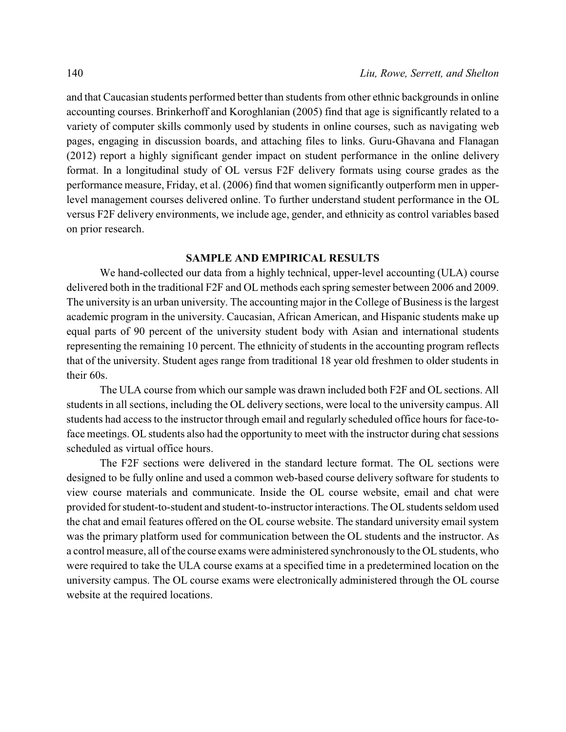and that Caucasian students performed better than students from other ethnic backgrounds in online accounting courses. Brinkerhoff and Koroghlanian (2005) find that age is significantly related to a variety of computer skills commonly used by students in online courses, such as navigating web pages, engaging in discussion boards, and attaching files to links. Guru-Ghavana and Flanagan (2012) report a highly significant gender impact on student performance in the online delivery format. In a longitudinal study of OL versus F2F delivery formats using course grades as the performance measure, Friday, et al. (2006) find that women significantly outperform men in upper-level management courses delivered online. To further understand student performance in the OL versus F2F delivery environments, we include age, gender, and ethnicity as control variables based on prior research.

## SAMPLE AND EMPIRICAL RESULTS

We hand-collected our data from a highly technical, upper-level accounting (ULA) course delivered both in the traditional F2F and OL methods each spring semester between 2006 and 2009. The university is an urban university. The accounting major in the College of Business is the largest academic program in the university. Caucasian, African American, and Hispanic students make up equal parts of 90 percent of the university student body with Asian and international students representing the remaining 10 percent. The ethnicity of students in the accounting program reflects that of the university. Student ages range from traditional 18 year old freshmen to older students in their 60s.

The ULA course from which our sample was drawn included both F2F and OL sections. All students in all sections, including the OL delivery sections, were local to the university campus. All students had access to the instructor through email and regularly scheduled office hours for face-to-face meetings. OL students also had the opportunity to meet with the instructor during chat sessions scheduled as virtual office hours.

The F2F sections were delivered in the standard lecture format. The OL sections were designed to be fully online and used a common web-based course delivery software for students to view course materials and communicate. Inside the OL course website, email and chat were provided for student-to-student and student-to-instructor interactions. The OL students seldom used the chat and email features offered on the OL course website. The standard university email system was the primary platform used for communication between the OL students and the instructor. As a control measure, all of the course exams were administered synchronously to the OL students, who were required to take the ULA course exams at a specified time in a predetermined location on the university campus. The OL course exams were electronically administered through the OL course website at the required locations.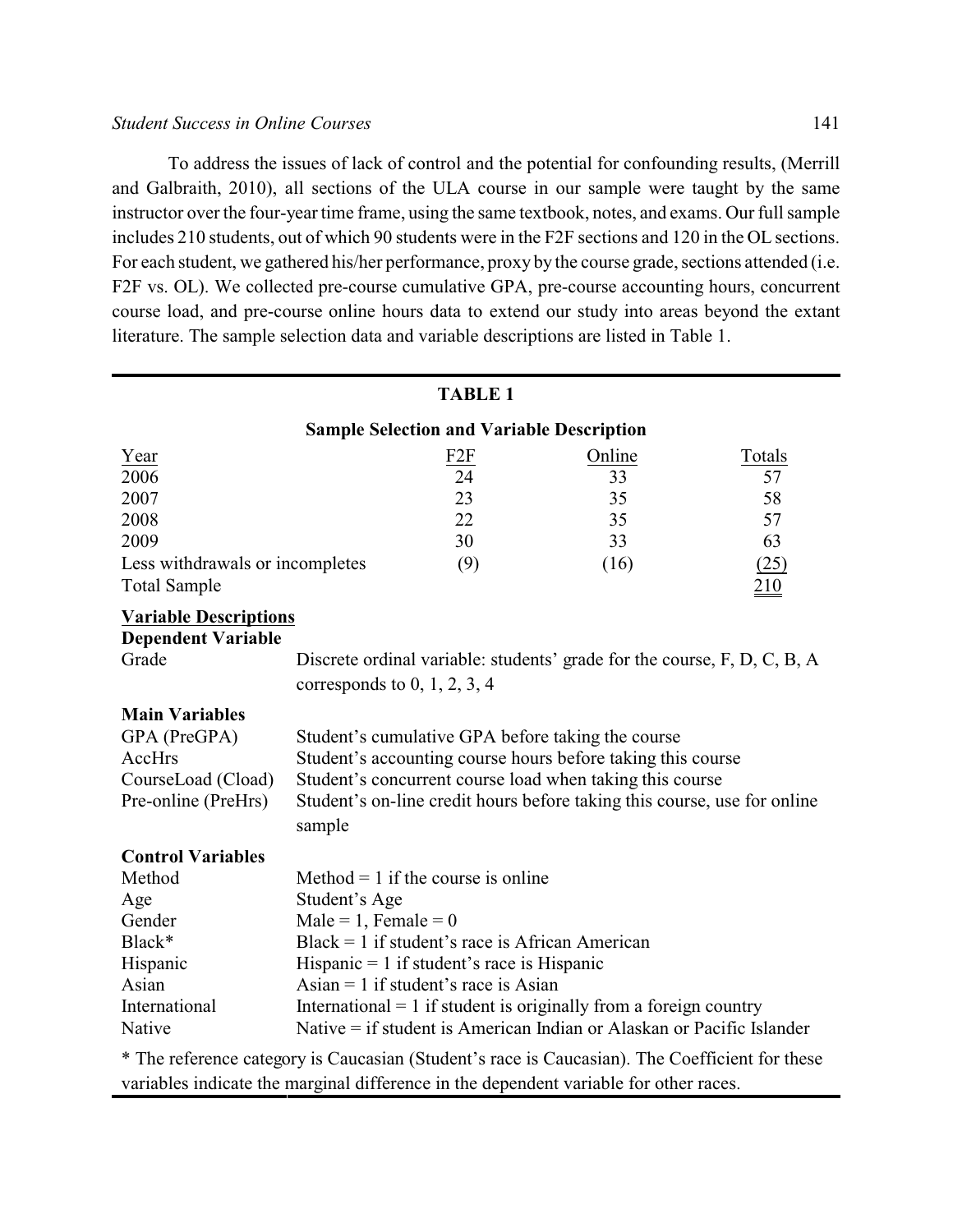To address the issues of lack of control and the potential for confounding results, (Merrill and Galbraith, 2010), all sections of the ULA course in our sample were taught by the same instructor over the four-year time frame, using the same textbook, notes, and exams. Our full sample includes 210 students, out of which 90 students were in the F2F sections and 120 in the OL sections. For each student, we gathered his/her performance, proxy by the course grade, sections attended (i.e. F2F vs. OL). We collected pre-course cumulative GPA, pre-course accounting hours, concurrent course load, and pre-course online hours data to extend our study into areas beyond the extant literature. The sample selection data and variable descriptions are listed in Table 1.

**TABLE 1**

**Sample Selection and Variable Description**

| Year | F2F | Online | Totals |
|---|---|---|---|
| 2006 | 24 | 33 | 57 |
| 2007 | 23 | 35 | 58 |
| 2008 | 22 | 35 | 57 |
| 2009 | 30 | 33 | 63 |
| Less withdrawals or incompletes | (9) | (16) | (25) |
| Total Sample | | | 210 |

**Variable Descriptions**

**Dependent Variable**

| Variable | Description |
|---|---|
| Grade | Discrete ordinal variable: students' grade for the course, F, D, C, B, A corresponds to 0, 1, 2, 3, 4 |

**Main Variables**

| Variable | Description |
|---|---|
| GPA (PreGPA) | Student's cumulative GPA before taking the course |
| AccHrs | Student's accounting course hours before taking this course |
| CourseLoad (Cload) | Student's concurrent course load when taking this course |
| Pre-online (PreHrs) | Student's on-line credit hours before taking this course, use for online sample |

**Control Variables**

| Variable | Description |
|---|---|
| Method | Method = 1 if the course is online |
| Age | Student's Age |
| Gender | Male = 1, Female = 0 |
| Black* | Black = 1 if student's race is African American |
| Hispanic | Hispanic = 1 if student's race is Hispanic |
| Asian | Asian = 1 if student's race is Asian |
| International | International = 1 if student is originally from a foreign country |
| Native | Native = if student is American Indian or Alaskan or Pacific Islander |

* The reference category is Caucasian (Student's race is Caucasian). The Coefficient for these variables indicate the marginal difference in the dependent variable for other races.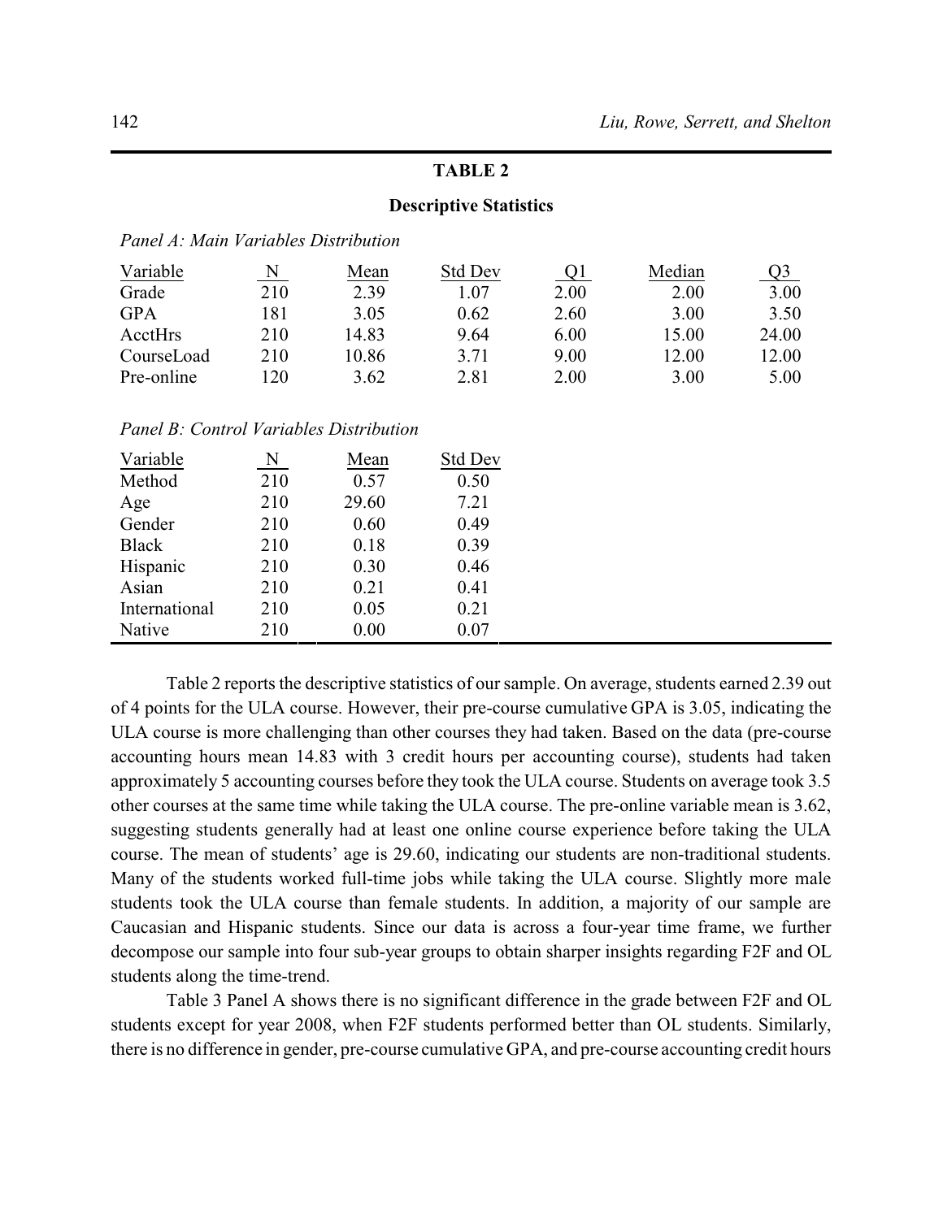**TABLE 2**

**Descriptive Statistics**

*Panel A: Main Variables Distribution*

| Variable | N | Mean | Std Dev | Q1 | Median | Q3 |
|---|---|---|---|---|---|---|
| Grade | 210 | 2.39 | 1.07 | 2.00 | 2.00 | 3.00 |
| GPA | 181 | 3.05 | 0.62 | 2.60 | 3.00 | 3.50 |
| AcctHrs | 210 | 14.83 | 9.64 | 6.00 | 15.00 | 24.00 |
| CourseLoad | 210 | 10.86 | 3.71 | 9.00 | 12.00 | 12.00 |
| Pre-online | 120 | 3.62 | 2.81 | 2.00 | 3.00 | 5.00 |

*Panel B: Control Variables Distribution*

| Variable | N | Mean | Std Dev |
|---|---|---|---|
| Method | 210 | 0.57 | 0.50 |
| Age | 210 | 29.60 | 7.21 |
| Gender | 210 | 0.60 | 0.49 |
| Black | 210 | 0.18 | 0.39 |
| Hispanic | 210 | 0.30 | 0.46 |
| Asian | 210 | 0.21 | 0.41 |
| International | 210 | 0.05 | 0.21 |
| Native | 210 | 0.00 | 0.07 |

Table 2 reports the descriptive statistics of our sample. On average, students earned 2.39 out of 4 points for the ULA course. However, their pre-course cumulative GPA is 3.05, indicating the ULA course is more challenging than other courses they had taken. Based on the data (pre-course accounting hours mean 14.83 with 3 credit hours per accounting course), students had taken approximately 5 accounting courses before they took the ULA course. Students on average took 3.5 other courses at the same time while taking the ULA course. The pre-online variable mean is 3.62, suggesting students generally had at least one online course experience before taking the ULA course. The mean of students' age is 29.60, indicating our students are non-traditional students. Many of the students worked full-time jobs while taking the ULA course. Slightly more male students took the ULA course than female students. In addition, a majority of our sample are Caucasian and Hispanic students. Since our data is across a four-year time frame, we further decompose our sample into four sub-year groups to obtain sharper insights regarding F2F and OL students along the time-trend.

Table 3 Panel A shows there is no significant difference in the grade between F2F and OL students except for year 2008, when F2F students performed better than OL students. Similarly, there is no difference in gender, pre-course cumulative GPA, and pre-course accounting credit hours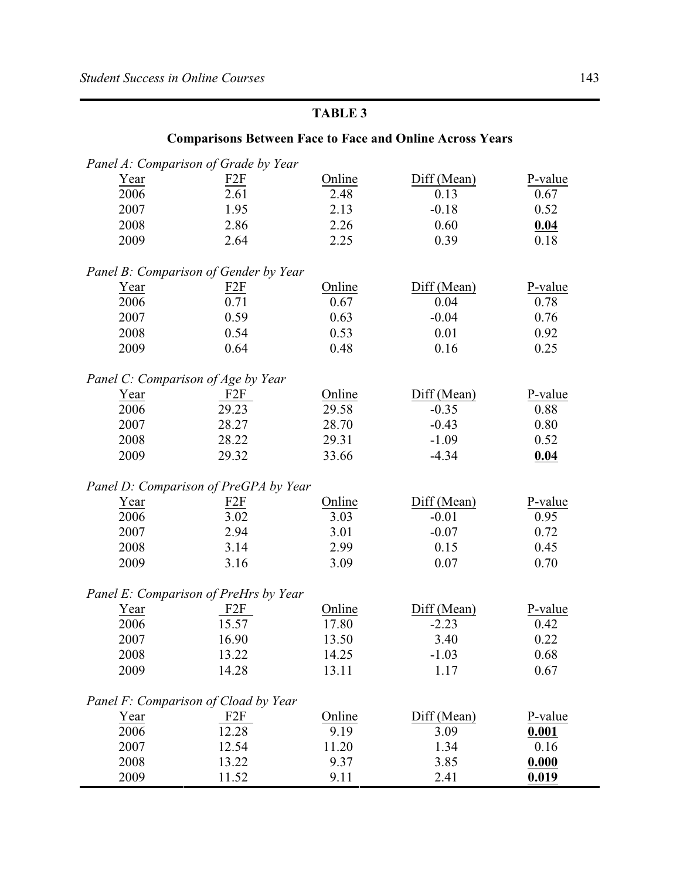**TABLE 3**

**Comparisons Between Face to Face and Online Across Years**

*Panel A: Comparison of Grade by Year*

| Year | F2F | Online | Diff (Mean) | P-value |
|---|---|---|---|---|
| 2006 | 2.61 | 2.48 | 0.13 | 0.67 |
| 2007 | 1.95 | 2.13 | -0.18 | 0.52 |
| 2008 | 2.86 | 2.26 | 0.60 | **0.04** |
| 2009 | 2.64 | 2.25 | 0.39 | 0.18 |

*Panel B: Comparison of Gender by Year*

| Year | F2F | Online | Diff (Mean) | P-value |
|---|---|---|---|---|
| 2006 | 0.71 | 0.67 | 0.04 | 0.78 |
| 2007 | 0.59 | 0.63 | -0.04 | 0.76 |
| 2008 | 0.54 | 0.53 | 0.01 | 0.92 |
| 2009 | 0.64 | 0.48 | 0.16 | 0.25 |

*Panel C: Comparison of Age by Year*

| Year | F2F | Online | Diff (Mean) | P-value |
|---|---|---|---|---|
| 2006 | 29.23 | 29.58 | -0.35 | 0.88 |
| 2007 | 28.27 | 28.70 | -0.43 | 0.80 |
| 2008 | 28.22 | 29.31 | -1.09 | 0.52 |
| 2009 | 29.32 | 33.66 | -4.34 | **0.04** |

*Panel D: Comparison of PreGPA by Year*

| Year | F2F | Online | Diff (Mean) | P-value |
|---|---|---|---|---|
| 2006 | 3.02 | 3.03 | -0.01 | 0.95 |
| 2007 | 2.94 | 3.01 | -0.07 | 0.72 |
| 2008 | 3.14 | 2.99 | 0.15 | 0.45 |
| 2009 | 3.16 | 3.09 | 0.07 | 0.70 |

*Panel E: Comparison of PreHrs by Year*

| Year | F2F | Online | Diff (Mean) | P-value |
|---|---|---|---|---|
| 2006 | 15.57 | 17.80 | -2.23 | 0.42 |
| 2007 | 16.90 | 13.50 | 3.40 | 0.22 |
| 2008 | 13.22 | 14.25 | -1.03 | 0.68 |
| 2009 | 14.28 | 13.11 | 1.17 | 0.67 |

*Panel F: Comparison of Cload by Year*

| Year | F2F | Online | Diff (Mean) | P-value |
|---|---|---|---|---|
| 2006 | 12.28 | 9.19 | 3.09 | **0.001** |
| 2007 | 12.54 | 11.20 | 1.34 | 0.16 |
| 2008 | 13.22 | 9.37 | 3.85 | **0.000** |
| 2009 | 11.52 | 9.11 | 2.41 | **0.019** |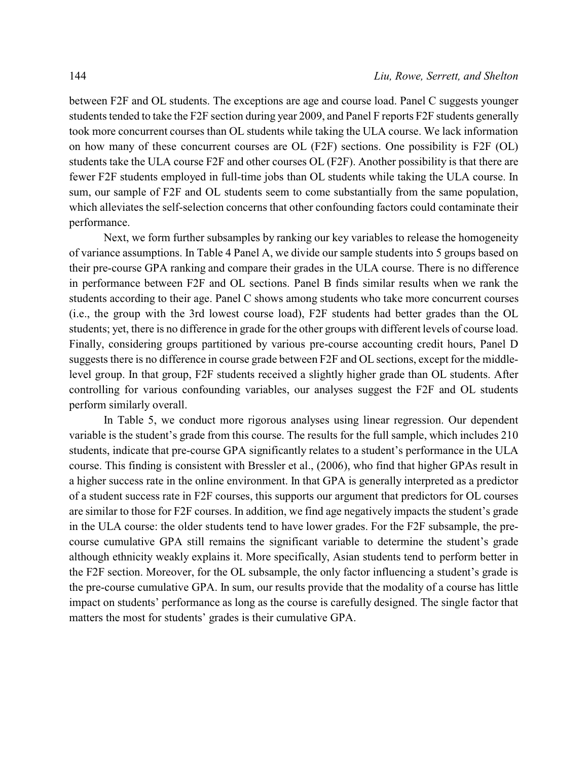between F2F and OL students. The exceptions are age and course load. Panel C suggests younger students tended to take the F2F section during year 2009, and Panel F reports F2F students generally took more concurrent courses than OL students while taking the ULA course. We lack information on how many of these concurrent courses are OL (F2F) sections. One possibility is F2F (OL) students take the ULA course F2F and other courses OL (F2F). Another possibility is that there are fewer F2F students employed in full-time jobs than OL students while taking the ULA course. In sum, our sample of F2F and OL students seem to come substantially from the same population, which alleviates the self-selection concerns that other confounding factors could contaminate their performance.

Next, we form further subsamples by ranking our key variables to release the homogeneity of variance assumptions. In Table 4 Panel A, we divide our sample students into 5 groups based on their pre-course GPA ranking and compare their grades in the ULA course. There is no difference in performance between F2F and OL sections. Panel B finds similar results when we rank the students according to their age. Panel C shows among students who take more concurrent courses (i.e., the group with the 3rd lowest course load), F2F students had better grades than the OL students; yet, there is no difference in grade for the other groups with different levels of course load. Finally, considering groups partitioned by various pre-course accounting credit hours, Panel D suggests there is no difference in course grade between F2F and OL sections, except for the middle-level group. In that group, F2F students received a slightly higher grade than OL students. After controlling for various confounding variables, our analyses suggest the F2F and OL students perform similarly overall.

In Table 5, we conduct more rigorous analyses using linear regression. Our dependent variable is the student's grade from this course. The results for the full sample, which includes 210 students, indicate that pre-course GPA significantly relates to a student's performance in the ULA course. This finding is consistent with Bressler et al., (2006), who find that higher GPAs result in a higher success rate in the online environment. In that GPA is generally interpreted as a predictor of a student success rate in F2F courses, this supports our argument that predictors for OL courses are similar to those for F2F courses. In addition, we find age negatively impacts the student's grade in the ULA course: the older students tend to have lower grades. For the F2F subsample, the pre-course cumulative GPA still remains the significant variable to determine the student's grade although ethnicity weakly explains it. More specifically, Asian students tend to perform better in the F2F section. Moreover, for the OL subsample, the only factor influencing a student's grade is the pre-course cumulative GPA. In sum, our results provide that the modality of a course has little impact on students' performance as long as the course is carefully designed. The single factor that matters the most for students' grades is their cumulative GPA.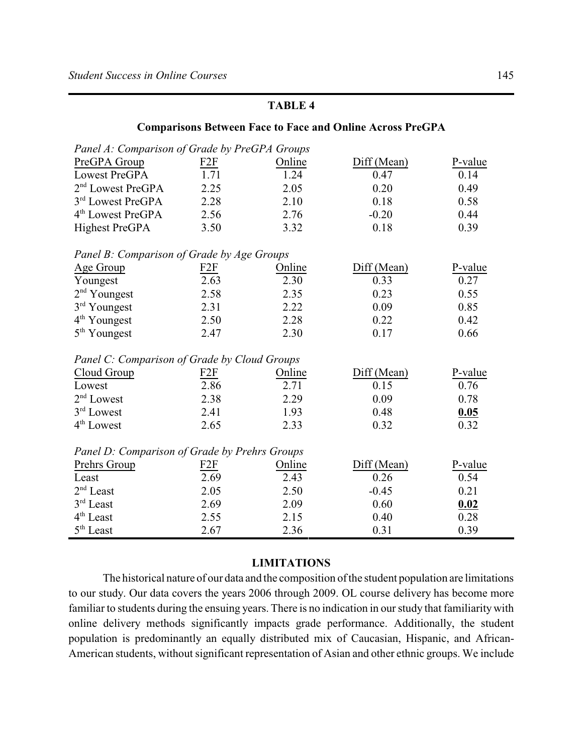**TABLE 4**

**Comparisons Between Face to Face and Online Across PreGPA**

*Panel A: Comparison of Grade by PreGPA Groups*

| PreGPA Group | F2F | Online | Diff (Mean) | P-value |
|---|---|---|---|---|
| Lowest PreGPA | 1.71 | 1.24 | 0.47 | 0.14 |
| 2nd Lowest PreGPA | 2.25 | 2.05 | 0.20 | 0.49 |
| 3rd Lowest PreGPA | 2.28 | 2.10 | 0.18 | 0.58 |
| 4th Lowest PreGPA | 2.56 | 2.76 | -0.20 | 0.44 |
| Highest PreGPA | 3.50 | 3.32 | 0.18 | 0.39 |

*Panel B: Comparison of Grade by Age Groups*

| Age Group | F2F | Online | Diff (Mean) | P-value |
|---|---|---|---|---|
| Youngest | 2.63 | 2.30 | 0.33 | 0.27 |
| 2nd Youngest | 2.58 | 2.35 | 0.23 | 0.55 |
| 3rd Youngest | 2.31 | 2.22 | 0.09 | 0.85 |
| 4th Youngest | 2.50 | 2.28 | 0.22 | 0.42 |
| 5th Youngest | 2.47 | 2.30 | 0.17 | 0.66 |

*Panel C: Comparison of Grade by Cloud Groups*

| Cloud Group | F2F | Online | Diff (Mean) | P-value |
|---|---|---|---|---|
| Lowest | 2.86 | 2.71 | 0.15 | 0.76 |
| 2nd Lowest | 2.38 | 2.29 | 0.09 | 0.78 |
| 3rd Lowest | 2.41 | 1.93 | 0.48 | **0.05** |
| 4th Lowest | 2.65 | 2.33 | 0.32 | 0.32 |

*Panel D: Comparison of Grade by Prehrs Groups*

| Prehrs Group | F2F | Online | Diff (Mean) | P-value |
|---|---|---|---|---|
| Least | 2.69 | 2.43 | 0.26 | 0.54 |
| 2nd Least | 2.05 | 2.50 | -0.45 | 0.21 |
| 3rd Least | 2.69 | 2.09 | 0.60 | **0.02** |
| 4th Least | 2.55 | 2.15 | 0.40 | 0.28 |
| 5th Least | 2.67 | 2.36 | 0.31 | 0.39 |

## LIMITATIONS

The historical nature of our data and the composition of the student population are limitations to our study. Our data covers the years 2006 through 2009. OL course delivery has become more familiar to students during the ensuing years. There is no indication in our study that familiarity with online delivery methods significantly impacts grade performance. Additionally, the student population is predominantly an equally distributed mix of Caucasian, Hispanic, and African-American students, without significant representation of Asian and other ethnic groups. We include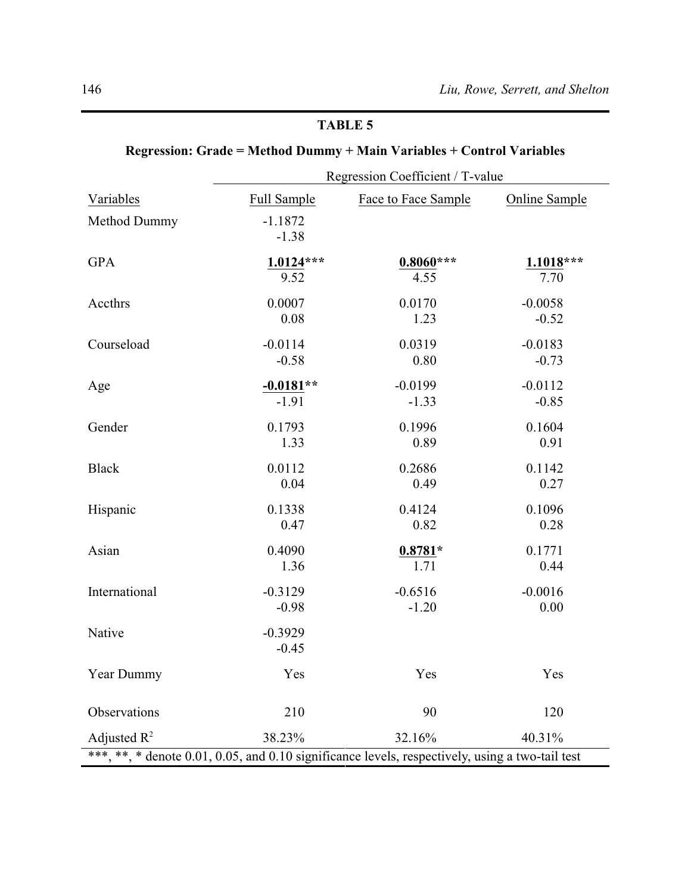**TABLE 5**

**Regression: Grade = Method Dummy + Main Variables + Control Variables**

| | Regression Coefficient / T-value | | |
|---|---|---|---|
| Variables | Full Sample | Face to Face Sample | Online Sample |
| Method Dummy | -1.1872<br>-1.38 | | |
| GPA | **1.0124*****<br>9.52 | **0.8060*****<br>4.55 | **1.1018*****<br>7.70 |
| Accthrs | 0.0007<br>0.08 | 0.0170<br>1.23 | -0.0058<br>-0.52 |
| Courseload | -0.0114<br>-0.58 | 0.0319<br>0.80 | -0.0183<br>-0.73 |
| Age | **-0.0181****<br>-1.91 | -0.0199<br>-1.33 | -0.0112<br>-0.85 |
| Gender | 0.1793<br>1.33 | 0.1996<br>0.89 | 0.1604<br>0.91 |
| Black | 0.0112<br>0.04 | 0.2686<br>0.49 | 0.1142<br>0.27 |
| Hispanic | 0.1338<br>0.47 | 0.4124<br>0.82 | 0.1096<br>0.28 |
| Asian | 0.4090<br>1.36 | **0.8781***<br>1.71 | 0.1771<br>0.44 |
| International | -0.3129<br>-0.98 | -0.6516<br>-1.20 | -0.0016<br>0.00 |
| Native | -0.3929<br>-0.45 | | |
| Year Dummy | Yes | Yes | Yes |
| Observations | 210 | 90 | 120 |
| Adjusted $R^2$ | 38.23% | 32.16% | 40.31% |

***, **, * denote 0.01, 0.05, and 0.10 significance levels, respectively, using a two-tail test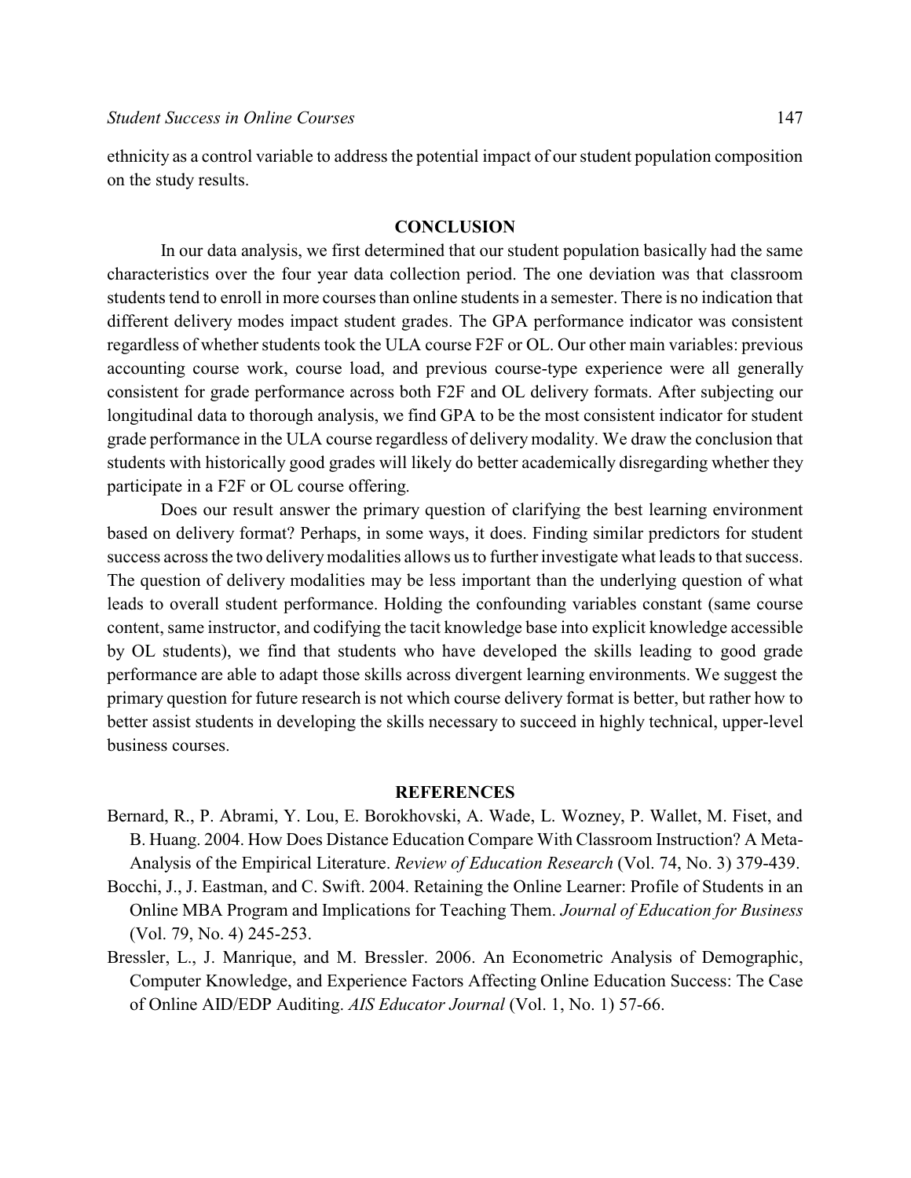ethnicity as a control variable to address the potential impact of our student population composition on the study results.

## CONCLUSION

In our data analysis, we first determined that our student population basically had the same characteristics over the four year data collection period. The one deviation was that classroom students tend to enroll in more courses than online students in a semester. There is no indication that different delivery modes impact student grades. The GPA performance indicator was consistent regardless of whether students took the ULA course F2F or OL. Our other main variables: previous accounting course work, course load, and previous course-type experience were all generally consistent for grade performance across both F2F and OL delivery formats. After subjecting our longitudinal data to thorough analysis, we find GPA to be the most consistent indicator for student grade performance in the ULA course regardless of delivery modality. We draw the conclusion that students with historically good grades will likely do better academically disregarding whether they participate in a F2F or OL course offering.

Does our result answer the primary question of clarifying the best learning environment based on delivery format? Perhaps, in some ways, it does. Finding similar predictors for student success across the two delivery modalities allows us to further investigate what leads to that success. The question of delivery modalities may be less important than the underlying question of what leads to overall student performance. Holding the confounding variables constant (same course content, same instructor, and codifying the tacit knowledge base into explicit knowledge accessible by OL students), we find that students who have developed the skills leading to good grade performance are able to adapt those skills across divergent learning environments. We suggest the primary question for future research is not which course delivery format is better, but rather how to better assist students in developing the skills necessary to succeed in highly technical, upper-level business courses.

## REFERENCES

Bernard, R., P. Abrami, Y. Lou, E. Borokhovski, A. Wade, L. Wozney, P. Wallet, M. Fiset, and B. Huang. 2004. How Does Distance Education Compare With Classroom Instruction? A Meta-Analysis of the Empirical Literature. *Review of Education Research* (Vol. 74, No. 3) 379-439.

Bocchi, J., J. Eastman, and C. Swift. 2004. Retaining the Online Learner: Profile of Students in an Online MBA Program and Implications for Teaching Them. *Journal of Education for Business* (Vol. 79, No. 4) 245-253.

Bressler, L., J. Manrique, and M. Bressler. 2006. An Econometric Analysis of Demographic, Computer Knowledge, and Experience Factors Affecting Online Education Success: The Case of Online AID/EDP Auditing. *AIS Educator Journal* (Vol. 1, No. 1) 57-66.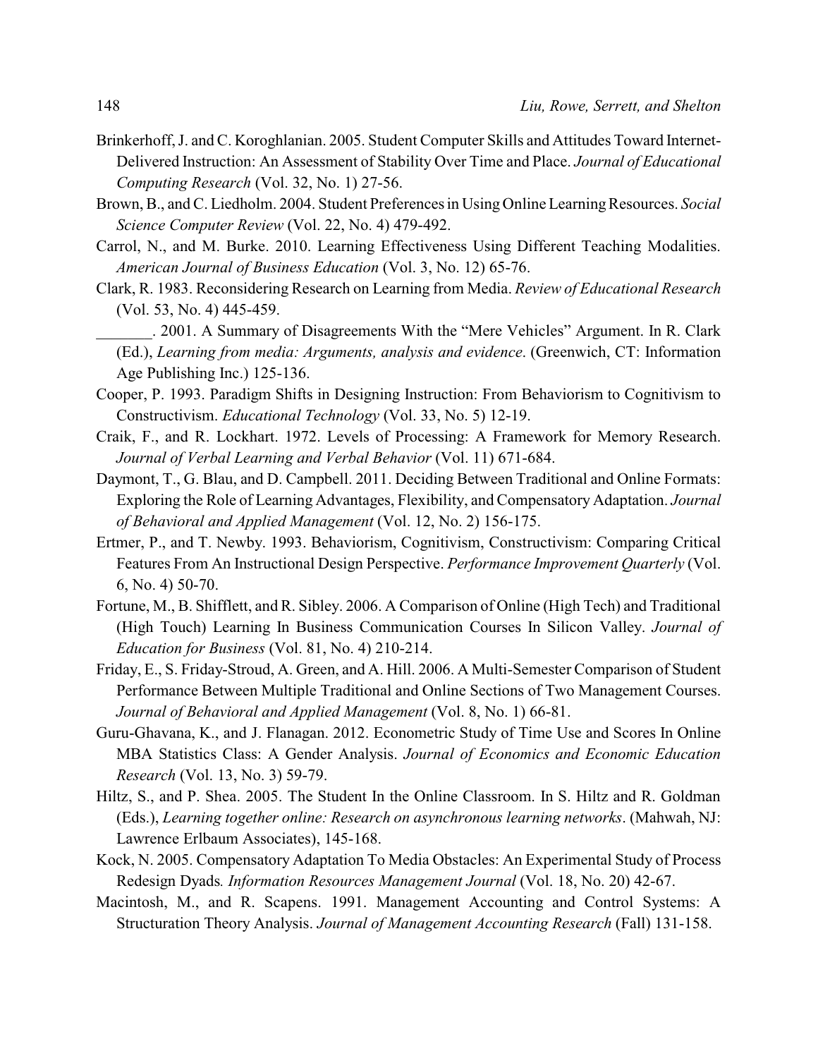Brinkerhoff, J. and C. Koroghlanian. 2005. Student Computer Skills and Attitudes Toward Internet-Delivered Instruction: An Assessment of Stability Over Time and Place. *Journal of Educational Computing Research* (Vol. 32, No. 1) 27-56.

Brown, B., and C. Liedholm. 2004. Student Preferences in Using Online Learning Resources. *Social Science Computer Review* (Vol. 22, No. 4) 479-492.

Carrol, N., and M. Burke. 2010. Learning Effectiveness Using Different Teaching Modalities. *American Journal of Business Education* (Vol. 3, No. 12) 65-76.

Clark, R. 1983. Reconsidering Research on Learning from Media. *Review of Educational Research* (Vol. 53, No. 4) 445-459.

_______. 2001. A Summary of Disagreements With the "Mere Vehicles" Argument. In R. Clark (Ed.), *Learning from media: Arguments, analysis and evidence*. (Greenwich, CT: Information Age Publishing Inc.) 125-136.

Cooper, P. 1993. Paradigm Shifts in Designing Instruction: From Behaviorism to Cognitivism to Constructivism. *Educational Technology* (Vol. 33, No. 5) 12-19.

Craik, F., and R. Lockhart. 1972. Levels of Processing: A Framework for Memory Research. *Journal of Verbal Learning and Verbal Behavior* (Vol. 11) 671-684.

Daymont, T., G. Blau, and D. Campbell. 2011. Deciding Between Traditional and Online Formats: Exploring the Role of Learning Advantages, Flexibility, and Compensatory Adaptation. *Journal of Behavioral and Applied Management* (Vol. 12, No. 2) 156-175.

Ertmer, P., and T. Newby. 1993. Behaviorism, Cognitivism, Constructivism: Comparing Critical Features From An Instructional Design Perspective. *Performance Improvement Quarterly* (Vol. 6, No. 4) 50-70.

Fortune, M., B. Shifflett, and R. Sibley. 2006. A Comparison of Online (High Tech) and Traditional (High Touch) Learning In Business Communication Courses In Silicon Valley. *Journal of Education for Business* (Vol. 81, No. 4) 210-214.

Friday, E., S. Friday-Stroud, A. Green, and A. Hill. 2006. A Multi-Semester Comparison of Student Performance Between Multiple Traditional and Online Sections of Two Management Courses. *Journal of Behavioral and Applied Management* (Vol. 8, No. 1) 66-81.

Guru-Ghavana, K., and J. Flanagan. 2012. Econometric Study of Time Use and Scores In Online MBA Statistics Class: A Gender Analysis. *Journal of Economics and Economic Education Research* (Vol. 13, No. 3) 59-79.

Hiltz, S., and P. Shea. 2005. The Student In the Online Classroom. In S. Hiltz and R. Goldman (Eds.), *Learning together online: Research on asynchronous learning networks*. (Mahwah, NJ: Lawrence Erlbaum Associates), 145-168.

Kock, N. 2005. Compensatory Adaptation To Media Obstacles: An Experimental Study of Process Redesign Dyads*. Information Resources Management Journal* (Vol. 18, No. 20) 42-67.

Macintosh, M., and R. Scapens. 1991. Management Accounting and Control Systems: A Structuration Theory Analysis. *Journal of Management Accounting Research* (Fall) 131-158.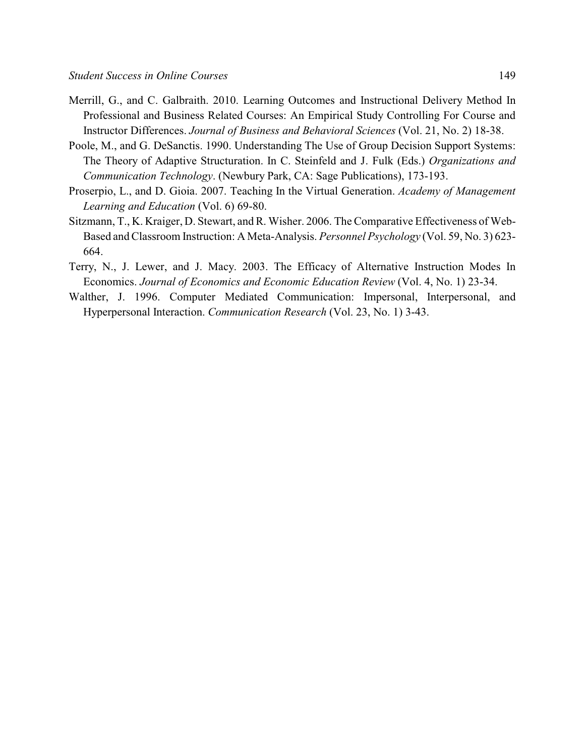Merrill, G., and C. Galbraith. 2010. Learning Outcomes and Instructional Delivery Method In Professional and Business Related Courses: An Empirical Study Controlling For Course and Instructor Differences. *Journal of Business and Behavioral Sciences* (Vol. 21, No. 2) 18-38.

Poole, M., and G. DeSanctis. 1990. Understanding The Use of Group Decision Support Systems: The Theory of Adaptive Structuration. In C. Steinfeld and J. Fulk (Eds.) *Organizations and Communication Technology*. (Newbury Park, CA: Sage Publications), 173-193.

Proserpio, L., and D. Gioia. 2007. Teaching In the Virtual Generation. *Academy of Management Learning and Education* (Vol. 6) 69-80.

Sitzmann, T., K. Kraiger, D. Stewart, and R. Wisher. 2006. The Comparative Effectiveness of Web-Based and Classroom Instruction: A Meta-Analysis. *Personnel Psychology* (Vol. 59, No. 3) 623-664.

Terry, N., J. Lewer, and J. Macy. 2003. The Efficacy of Alternative Instruction Modes In Economics. *Journal of Economics and Economic Education Review* (Vol. 4, No. 1) 23-34.

Walther, J. 1996. Computer Mediated Communication: Impersonal, Interpersonal, and Hyperpersonal Interaction. *Communication Research* (Vol. 23, No. 1) 3-43.